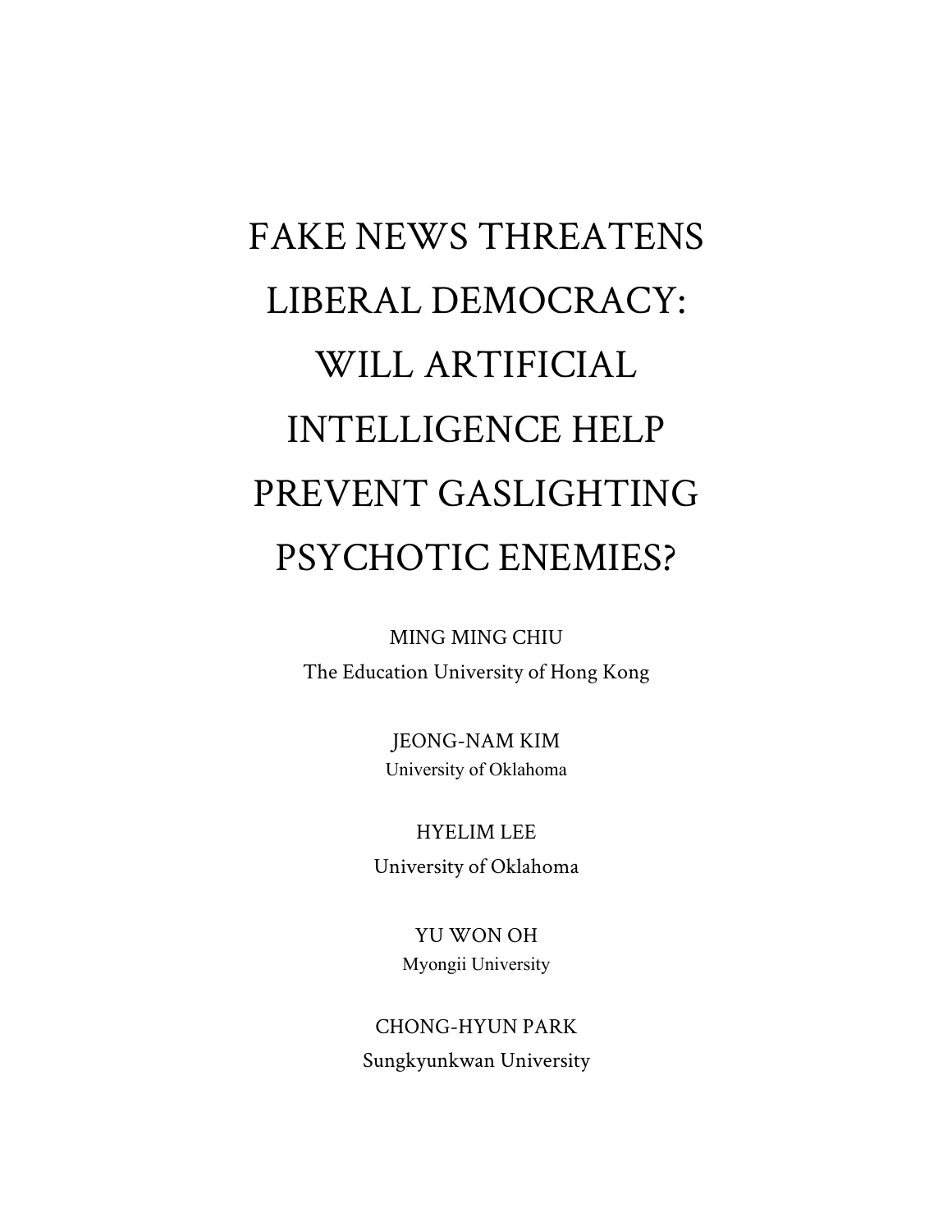# FAKE NEWS THREATENS LIBERAL DEMOCRACY: WILL ARTIFICIAL INTELLIGENCE HELP PREVENT GASLIGHTING PSYCHOTIC ENEMIES?

MING MING CHIU
The Education University of Hong Kong

JEONG-NAM KIM
University of Oklahoma

HYELIM LEE
University of Oklahoma

YU WON OH
Myongii University

CHONG-HYUN PARK
Sungkyunkwan University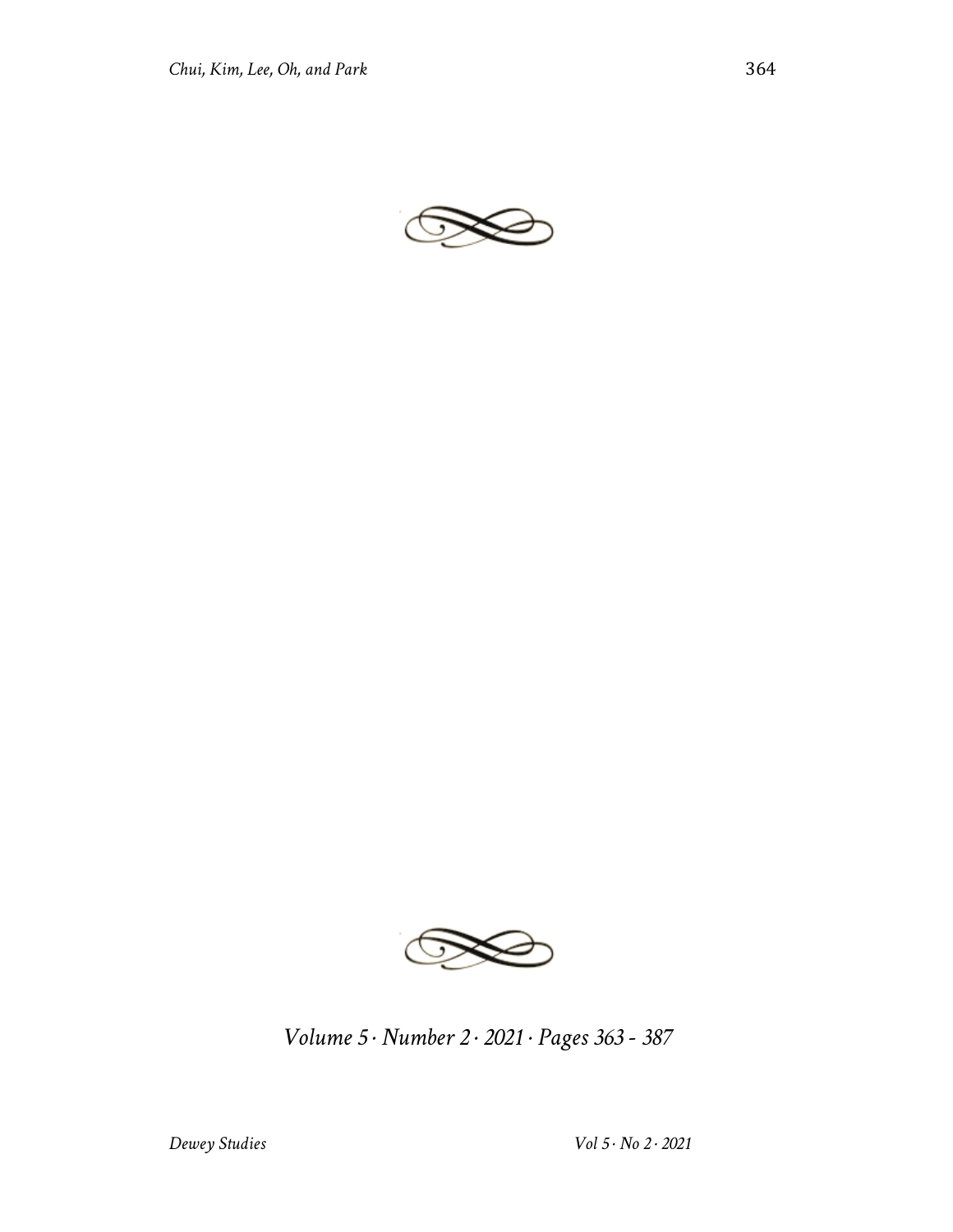*Volume 5 · Number 2 · 2021 · Pages 363 - 387*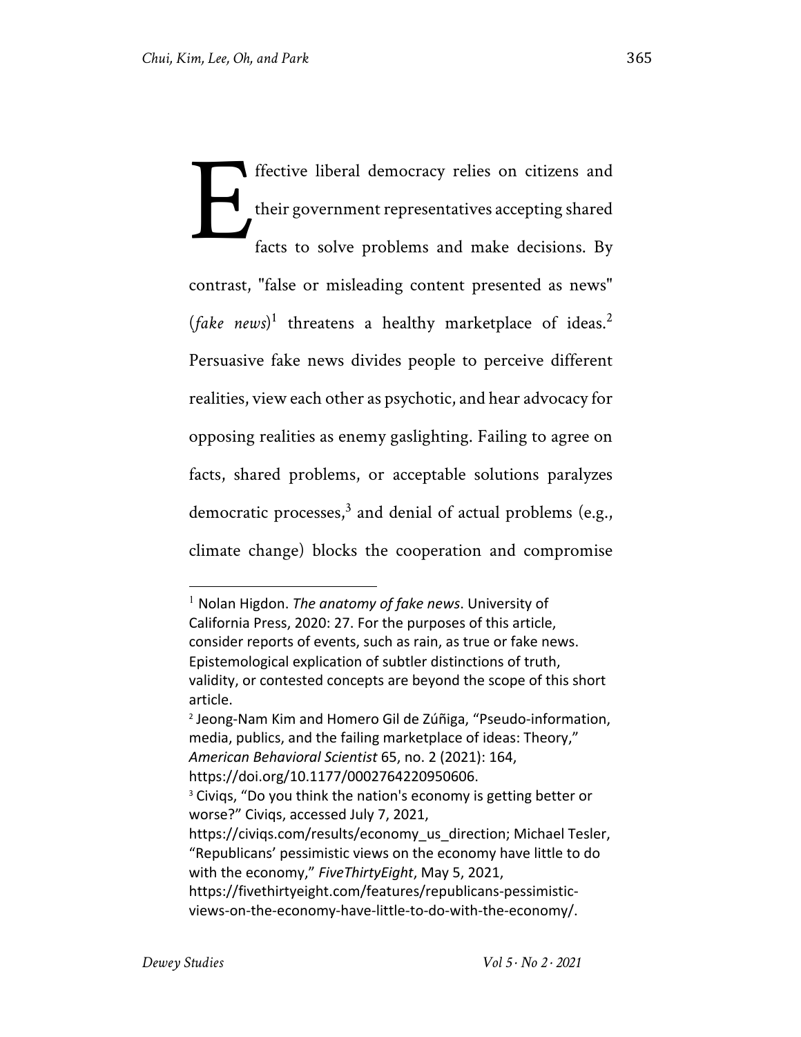Effective liberal democracy relies on citizens and their government representatives accepting shared facts to solve problems and make decisions. By contrast, "false or misleading content presented as news" (*fake news*)[1] threatens a healthy marketplace of ideas.[2] Persuasive fake news divides people to perceive different realities, view each other as psychotic, and hear advocacy for opposing realities as enemy gaslighting. Failing to agree on facts, shared problems, or acceptable solutions paralyzes democratic processes,[3] and denial of actual problems (e.g., climate change) blocks the cooperation and compromise

---

[1] Nolan Higdon. *The anatomy of fake news*. University of California Press, 2020: 27. For the purposes of this article, consider reports of events, such as rain, as true or fake news. Epistemological explication of subtler distinctions of truth, validity, or contested concepts are beyond the scope of this short article.

[2] Jeong-Nam Kim and Homero Gil de Zúñiga, "Pseudo-information, media, publics, and the failing marketplace of ideas: Theory," *American Behavioral Scientist* 65, no. 2 (2021): 164, https://doi.org/10.1177/0002764220950606.

[3] Civiqs, "Do you think the nation's economy is getting better or worse?" Civiqs, accessed July 7, 2021, https://civiqs.com/results/economy_us_direction; Michael Tesler, "Republicans' pessimistic views on the economy have little to do with the economy," *FiveThirtyEight*, May 5, 2021, https://fivethirtyeight.com/features/republicans-pessimistic-views-on-the-economy-have-little-to-do-with-the-economy/.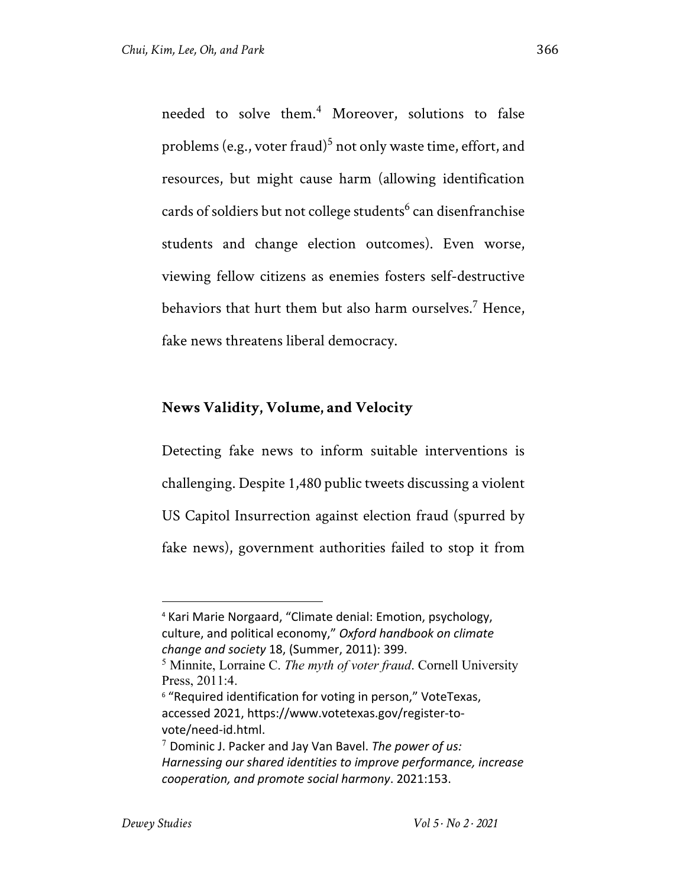needed to solve them.[4] Moreover, solutions to false problems (e.g., voter fraud)[5] not only waste time, effort, and resources, but might cause harm (allowing identification cards of soldiers but not college students[6] can disenfranchise students and change election outcomes). Even worse, viewing fellow citizens as enemies fosters self-destructive behaviors that hurt them but also harm ourselves.[7] Hence, fake news threatens liberal democracy.

## News Validity, Volume, and Velocity

Detecting fake news to inform suitable interventions is challenging. Despite 1,480 public tweets discussing a violent US Capitol Insurrection against election fraud (spurred by fake news), government authorities failed to stop it from

---

[4] Kari Marie Norgaard, "Climate denial: Emotion, psychology, culture, and political economy," *Oxford handbook on climate change and society* 18, (Summer, 2011): 399.

[5] Minnite, Lorraine C. *The myth of voter fraud.* Cornell University Press, 2011:4.

[6] "Required identification for voting in person," VoteTexas, accessed 2021, https://www.votetexas.gov/register-to-vote/need-id.html.

[7] Dominic J. Packer and Jay Van Bavel. *The power of us: Harnessing our shared identities to improve performance, increase cooperation, and promote social harmony*. 2021:153.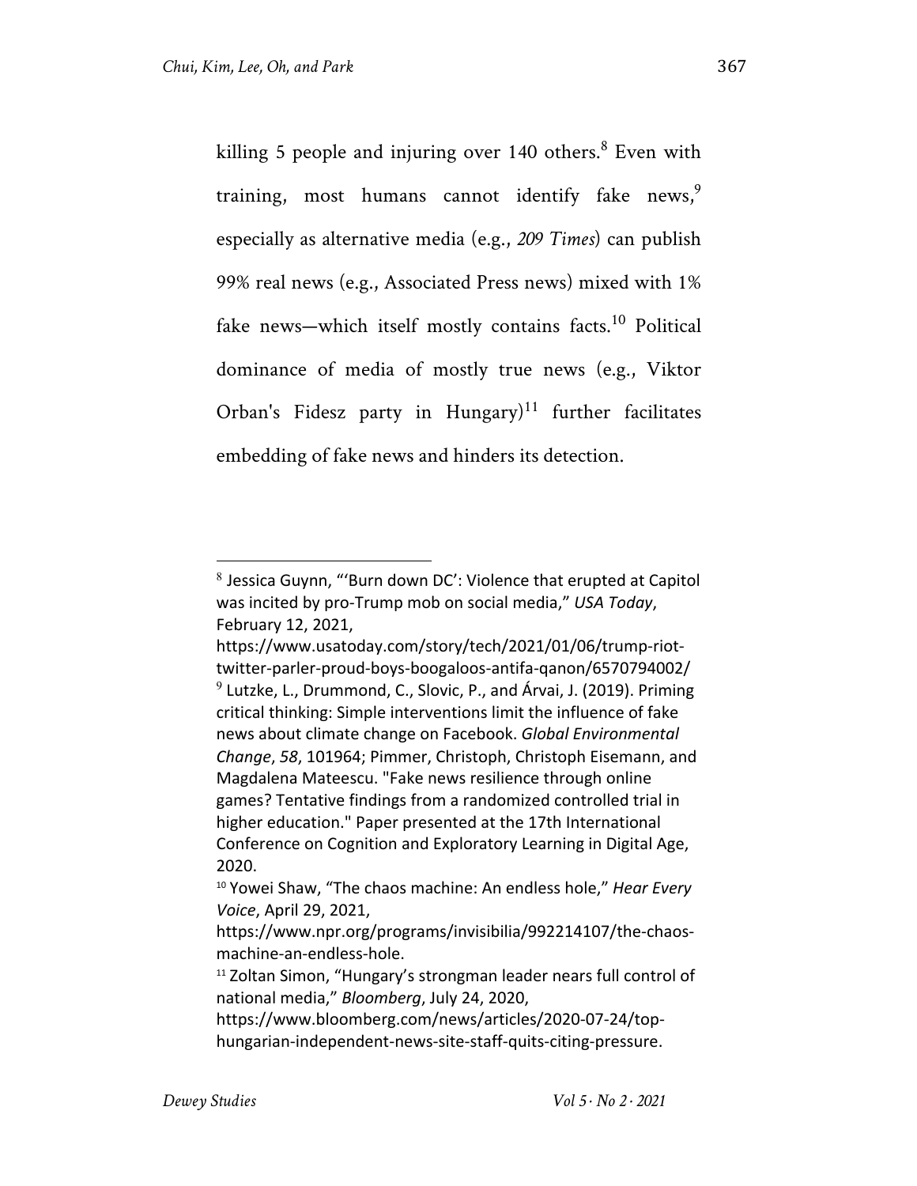killing 5 people and injuring over 140 others.[8] Even with training, most humans cannot identify fake news,[9] especially as alternative media (e.g., *209 Times*) can publish 99% real news (e.g., Associated Press news) mixed with 1% fake news—which itself mostly contains facts.[10] Political dominance of media of mostly true news (e.g., Viktor Orban's Fidesz party in Hungary)[11] further facilitates embedding of fake news and hinders its detection.

---

[8] Jessica Guynn, "'Burn down DC': Violence that erupted at Capitol was incited by pro-Trump mob on social media," *USA Today*, February 12, 2021, https://www.usatoday.com/story/tech/2021/01/06/trump-riot-twitter-parler-proud-boys-boogaloos-antifa-qanon/6570794002/

[9] Lutzke, L., Drummond, C., Slovic, P., and Árvai, J. (2019). Priming critical thinking: Simple interventions limit the influence of fake news about climate change on Facebook. *Global Environmental Change*, *58*, 101964; Pimmer, Christoph, Christoph Eisemann, and Magdalena Mateescu. "Fake news resilience through online games? Tentative findings from a randomized controlled trial in higher education." Paper presented at the 17th International Conference on Cognition and Exploratory Learning in Digital Age, 2020.

[10] Yowei Shaw, "The chaos machine: An endless hole," *Hear Every Voice*, April 29, 2021, https://www.npr.org/programs/invisibilia/992214107/the-chaos-machine-an-endless-hole.

[11] Zoltan Simon, "Hungary's strongman leader nears full control of national media," *Bloomberg*, July 24, 2020, https://www.bloomberg.com/news/articles/2020-07-24/top-hungarian-independent-news-site-staff-quits-citing-pressure.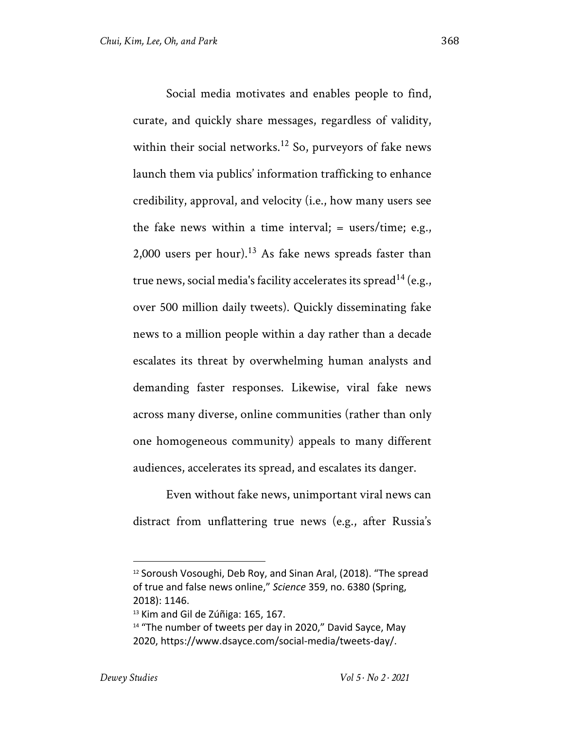Social media motivates and enables people to find, curate, and quickly share messages, regardless of validity, within their social networks.[12] So, purveyors of fake news launch them via publics' information trafficking to enhance credibility, approval, and velocity (i.e., how many users see the fake news within a time interval; = users/time; e.g., 2,000 users per hour).[13] As fake news spreads faster than true news, social media's facility accelerates its spread[14] (e.g., over 500 million daily tweets). Quickly disseminating fake news to a million people within a day rather than a decade escalates its threat by overwhelming human analysts and demanding faster responses. Likewise, viral fake news across many diverse, online communities (rather than only one homogeneous community) appeals to many different audiences, accelerates its spread, and escalates its danger.

Even without fake news, unimportant viral news can distract from unflattering true news (e.g., after Russia's

---

[12] Soroush Vosoughi, Deb Roy, and Sinan Aral, (2018). "The spread of true and false news online," *Science* 359, no. 6380 (Spring, 2018): 1146.

[13] Kim and Gil de Zúñiga: 165, 167.

[14] "The number of tweets per day in 2020," David Sayce, May 2020, https://www.dsayce.com/social-media/tweets-day/.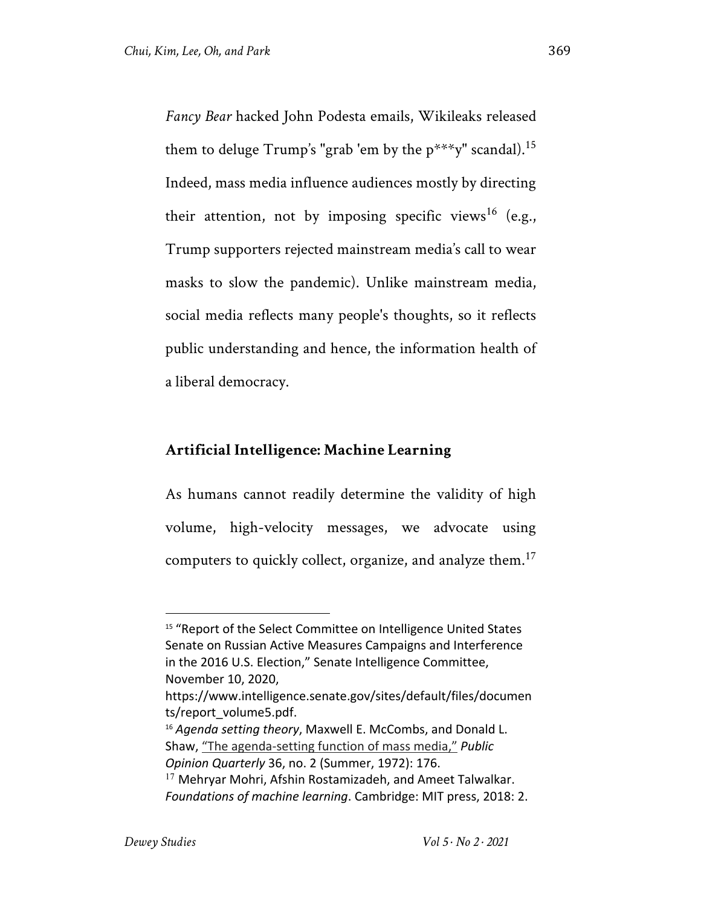*Fancy Bear* hacked John Podesta emails, Wikileaks released them to deluge Trump's "grab 'em by the p***y" scandal).[15] Indeed, mass media influence audiences mostly by directing their attention, not by imposing specific views[16] (e.g., Trump supporters rejected mainstream media's call to wear masks to slow the pandemic). Unlike mainstream media, social media reflects many people's thoughts, so it reflects public understanding and hence, the information health of a liberal democracy.

## Artificial Intelligence: Machine Learning

As humans cannot readily determine the validity of high volume, high-velocity messages, we advocate using computers to quickly collect, organize, and analyze them.[17]

---

[15] "Report of the Select Committee on Intelligence United States Senate on Russian Active Measures Campaigns and Interference in the 2016 U.S. Election," Senate Intelligence Committee, November 10, 2020, https://www.intelligence.senate.gov/sites/default/files/documents/report_volume5.pdf.

[16] *Agenda setting theory*, Maxwell E. McCombs, and Donald L. Shaw, "The agenda-setting function of mass media," *Public Opinion Quarterly* 36, no. 2 (Summer, 1972): 176.

[17] Mehryar Mohri, Afshin Rostamizadeh, and Ameet Talwalkar. *Foundations of machine learning*. Cambridge: MIT press, 2018: 2.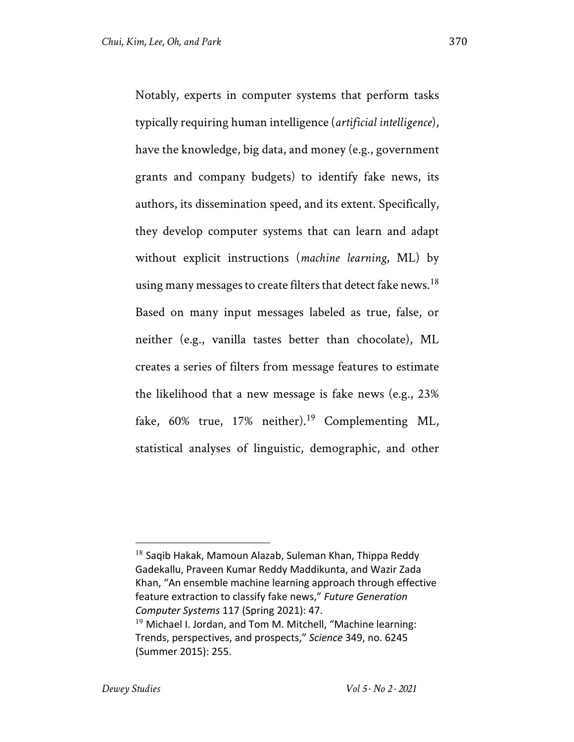Notably, experts in computer systems that perform tasks typically requiring human intelligence (*artificial intelligence*), have the knowledge, big data, and money (e.g., government grants and company budgets) to identify fake news, its authors, its dissemination speed, and its extent. Specifically, they develop computer systems that can learn and adapt without explicit instructions (*machine learning*, ML) by using many messages to create filters that detect fake news.[18] Based on many input messages labeled as true, false, or neither (e.g., vanilla tastes better than chocolate), ML creates a series of filters from message features to estimate the likelihood that a new message is fake news (e.g., 23% fake, 60% true, 17% neither).[19] Complementing ML, statistical analyses of linguistic, demographic, and other

---

[18] Saqib Hakak, Mamoun Alazab, Suleman Khan, Thippa Reddy Gadekallu, Praveen Kumar Reddy Maddikunta, and Wazir Zada Khan, "An ensemble machine learning approach through effective feature extraction to classify fake news," *Future Generation Computer Systems* 117 (Spring 2021): 47.

[19] Michael I. Jordan, and Tom M. Mitchell, "Machine learning: Trends, perspectives, and prospects," *Science* 349, no. 6245 (Summer 2015): 255.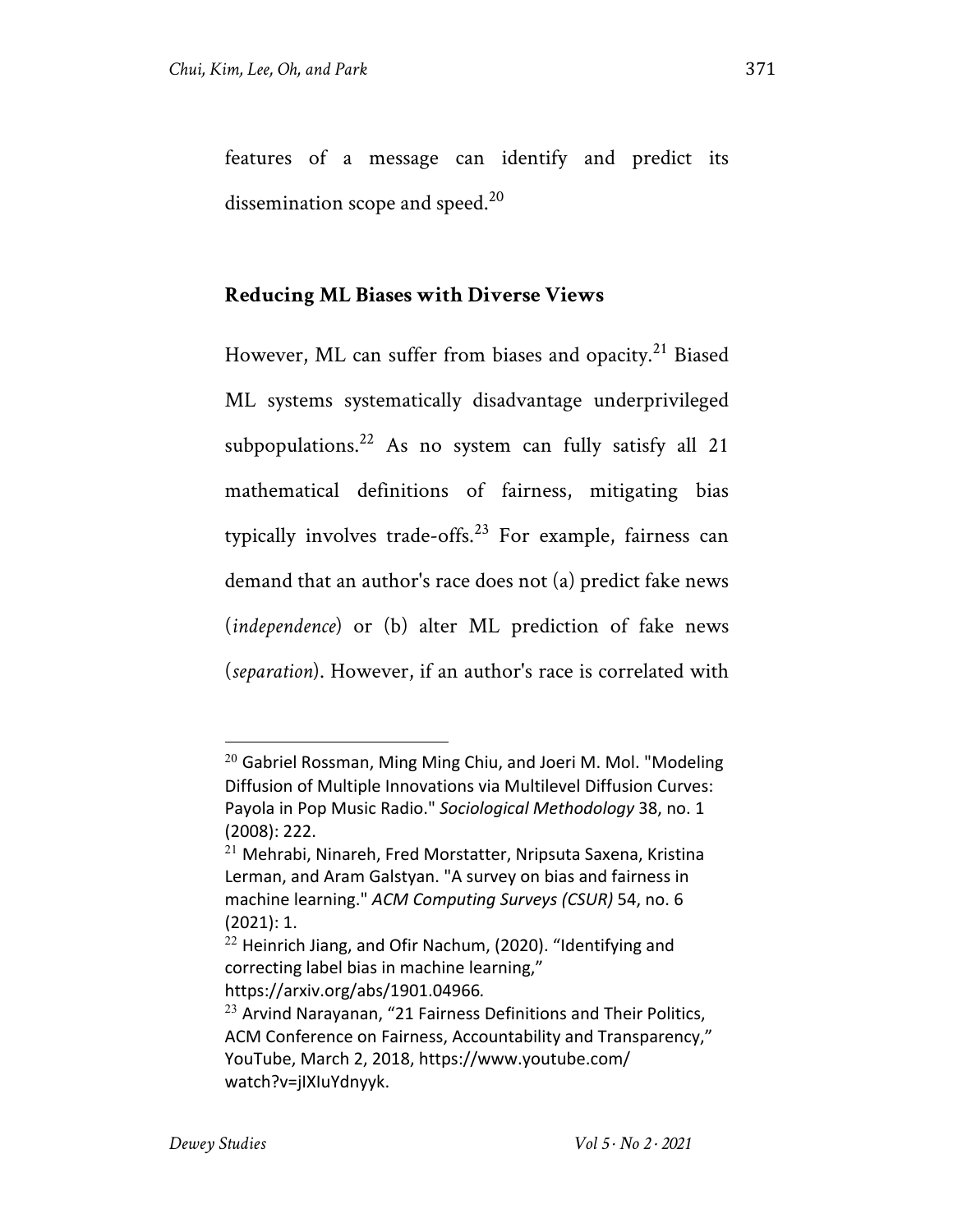features of a message can identify and predict its dissemination scope and speed.[20]

## Reducing ML Biases with Diverse Views

However, ML can suffer from biases and opacity.[21] Biased ML systems systematically disadvantage underprivileged subpopulations.[22] As no system can fully satisfy all 21 mathematical definitions of fairness, mitigating bias typically involves trade-offs.[23] For example, fairness can demand that an author's race does not (a) predict fake news (*independence*) or (b) alter ML prediction of fake news (*separation*). However, if an author's race is correlated with

---

[20] Gabriel Rossman, Ming Ming Chiu, and Joeri M. Mol. "Modeling Diffusion of Multiple Innovations via Multilevel Diffusion Curves: Payola in Pop Music Radio." *Sociological Methodology* 38, no. 1 (2008): 222.

[21] Mehrabi, Ninareh, Fred Morstatter, Nripsuta Saxena, Kristina Lerman, and Aram Galstyan. "A survey on bias and fairness in machine learning." *ACM Computing Surveys (CSUR)* 54, no. 6 (2021): 1.

[22] Heinrich Jiang, and Ofir Nachum, (2020). "Identifying and correcting label bias in machine learning," https://arxiv.org/abs/1901.04966.

[23] Arvind Narayanan, "21 Fairness Definitions and Their Politics, ACM Conference on Fairness, Accountability and Transparency," YouTube, March 2, 2018, https://www.youtube.com/watch?v=jIXIuYdnyyk.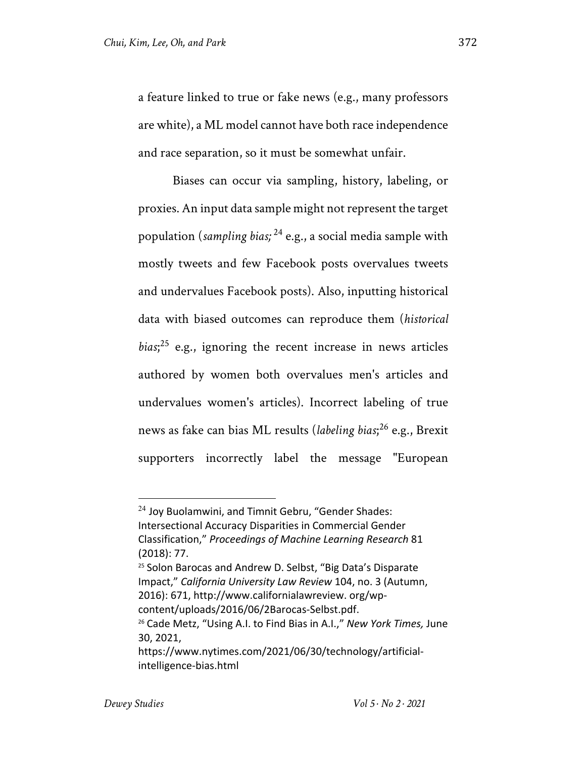a feature linked to true or fake news (e.g., many professors are white), a ML model cannot have both race independence and race separation, so it must be somewhat unfair.

Biases can occur via sampling, history, labeling, or proxies. An input data sample might not represent the target population (*sampling bias;*[24] e.g., a social media sample with mostly tweets and few Facebook posts overvalues tweets and undervalues Facebook posts). Also, inputting historical data with biased outcomes can reproduce them (*historical bias*;[25] e.g., ignoring the recent increase in news articles authored by women both overvalues men's articles and undervalues women's articles). Incorrect labeling of true news as fake can bias ML results (*labeling bias*;[26] e.g., Brexit supporters incorrectly label the message "European

---

[24] Joy Buolamwini, and Timnit Gebru, "Gender Shades: Intersectional Accuracy Disparities in Commercial Gender Classification," *Proceedings of Machine Learning Research* 81 (2018): 77.

[25] Solon Barocas and Andrew D. Selbst, "Big Data's Disparate Impact," *California University Law Review* 104, no. 3 (Autumn, 2016): 671, http://www.californialawreview. org/wp-content/uploads/2016/06/2Barocas-Selbst.pdf.

[26] Cade Metz, "Using A.I. to Find Bias in A.I.," *New York Times,* June 30, 2021, https://www.nytimes.com/2021/06/30/technology/artificial-intelligence-bias.html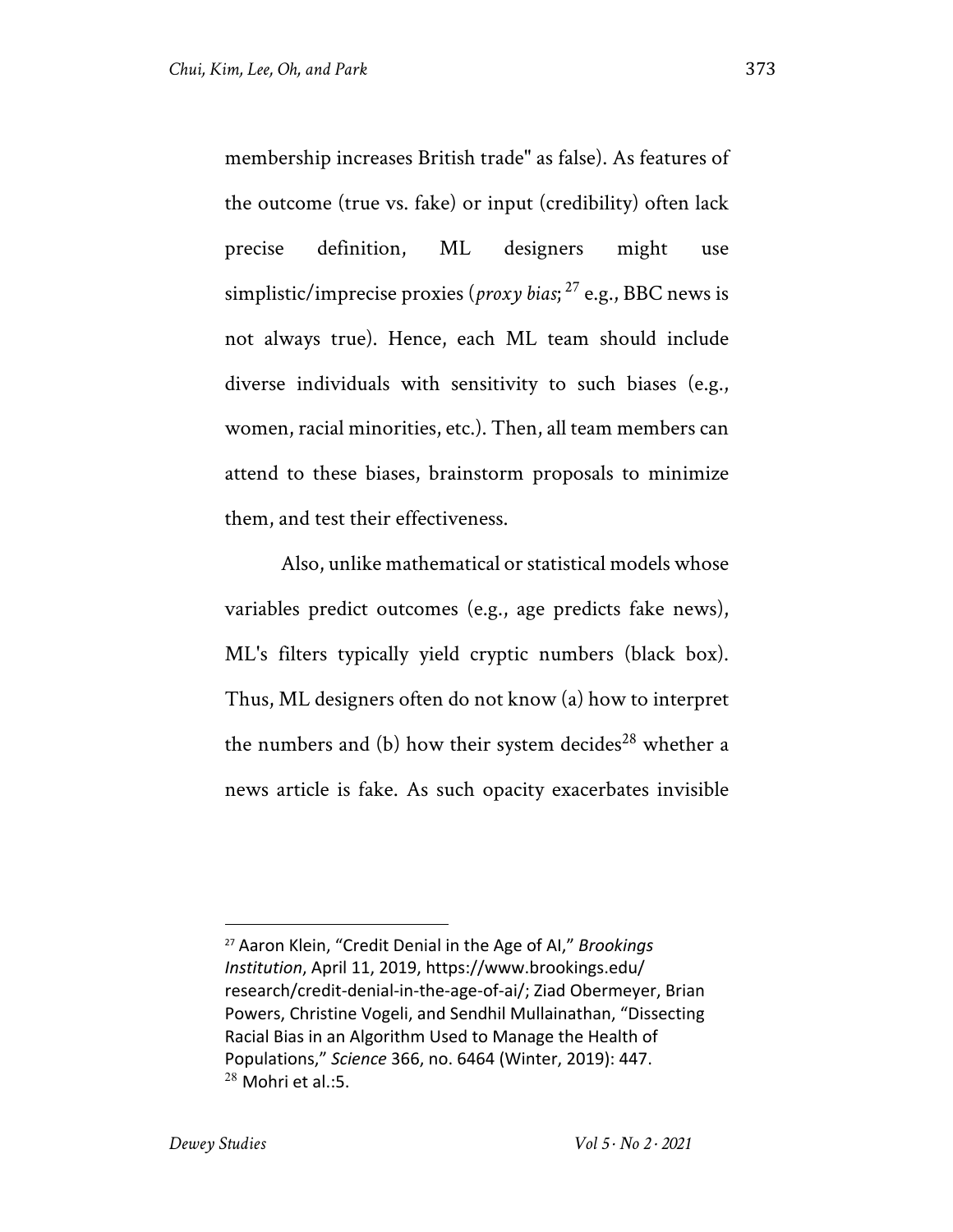membership increases British trade" as false). As features of the outcome (true vs. fake) or input (credibility) often lack precise definition, ML designers might use simplistic/imprecise proxies (*proxy bias*;[27] e.g., BBC news is not always true). Hence, each ML team should include diverse individuals with sensitivity to such biases (e.g., women, racial minorities, etc.). Then, all team members can attend to these biases, brainstorm proposals to minimize them, and test their effectiveness.

Also, unlike mathematical or statistical models whose variables predict outcomes (e.g., age predicts fake news), ML's filters typically yield cryptic numbers (black box). Thus, ML designers often do not know (a) how to interpret the numbers and (b) how their system decides[28] whether a news article is fake. As such opacity exacerbates invisible

---

[27] Aaron Klein, "Credit Denial in the Age of AI," *Brookings Institution*, April 11, 2019, https://www.brookings.edu/research/credit-denial-in-the-age-of-ai/; Ziad Obermeyer, Brian Powers, Christine Vogeli, and Sendhil Mullainathan, "Dissecting Racial Bias in an Algorithm Used to Manage the Health of Populations," *Science* 366, no. 6464 (Winter, 2019): 447.

[28] Mohri et al.:5.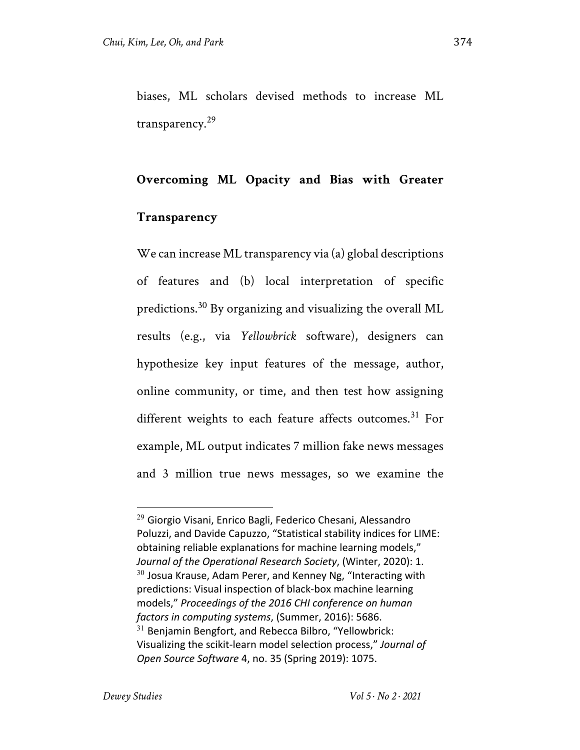biases, ML scholars devised methods to increase ML transparency.[29]

## Overcoming ML Opacity and Bias with Greater Transparency

We can increase ML transparency via (a) global descriptions of features and (b) local interpretation of specific predictions.[30] By organizing and visualizing the overall ML results (e.g., via *Yellowbrick* software), designers can hypothesize key input features of the message, author, online community, or time, and then test how assigning different weights to each feature affects outcomes.[31] For example, ML output indicates 7 million fake news messages and 3 million true news messages, so we examine the

---

[29] Giorgio Visani, Enrico Bagli, Federico Chesani, Alessandro Poluzzi, and Davide Capuzzo, "Statistical stability indices for LIME: obtaining reliable explanations for machine learning models," *Journal of the Operational Research Society*, (Winter, 2020): 1.

[30] Josua Krause, Adam Perer, and Kenney Ng, "Interacting with predictions: Visual inspection of black-box machine learning models," *Proceedings of the 2016 CHI conference on human factors in computing systems*, (Summer, 2016): 5686.

[31] Benjamin Bengfort, and Rebecca Bilbro, "Yellowbrick: Visualizing the scikit-learn model selection process," *Journal of Open Source Software* 4, no. 35 (Spring 2019): 1075.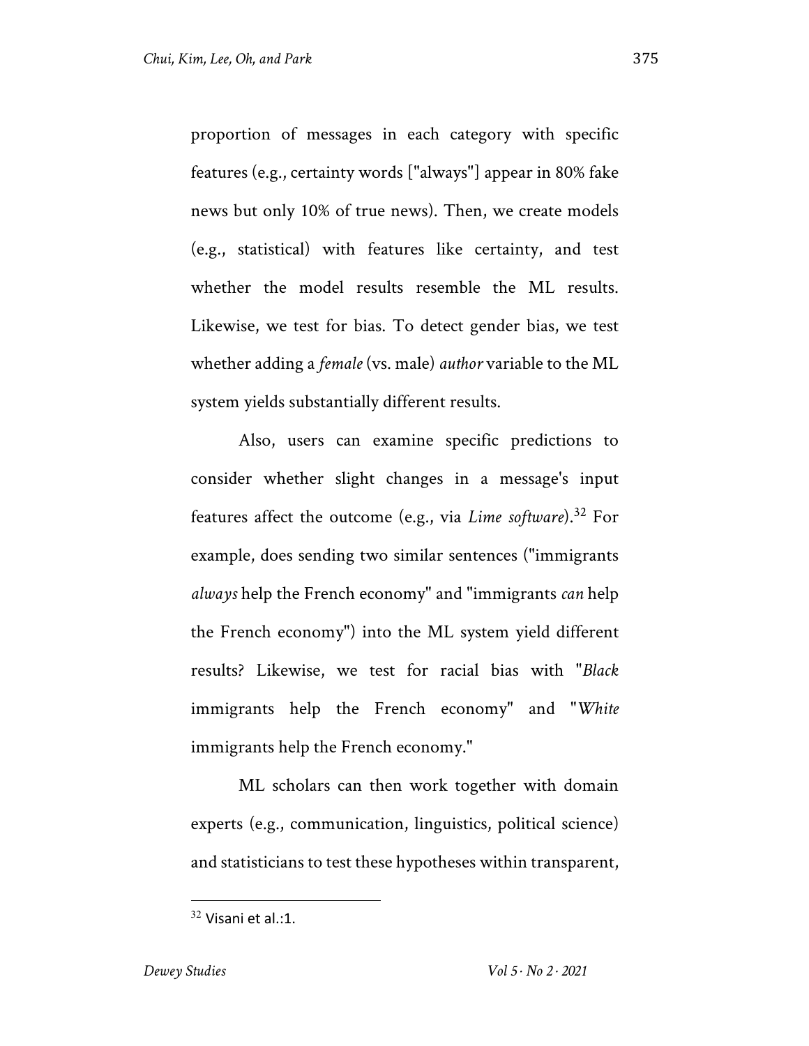proportion of messages in each category with specific features (e.g., certainty words ["always"] appear in 80% fake news but only 10% of true news). Then, we create models (e.g., statistical) with features like certainty, and test whether the model results resemble the ML results. Likewise, we test for bias. To detect gender bias, we test whether adding a *female* (vs. male) *author* variable to the ML system yields substantially different results.

Also, users can examine specific predictions to consider whether slight changes in a message's input features affect the outcome (e.g., via *Lime software*).[32] For example, does sending two similar sentences ("immigrants *always* help the French economy" and "immigrants *can* help the French economy") into the ML system yield different results? Likewise, we test for racial bias with "*Black* immigrants help the French economy" and "*White* immigrants help the French economy."

ML scholars can then work together with domain experts (e.g., communication, linguistics, political science) and statisticians to test these hypotheses within transparent,

---

[32] Visani et al.:1.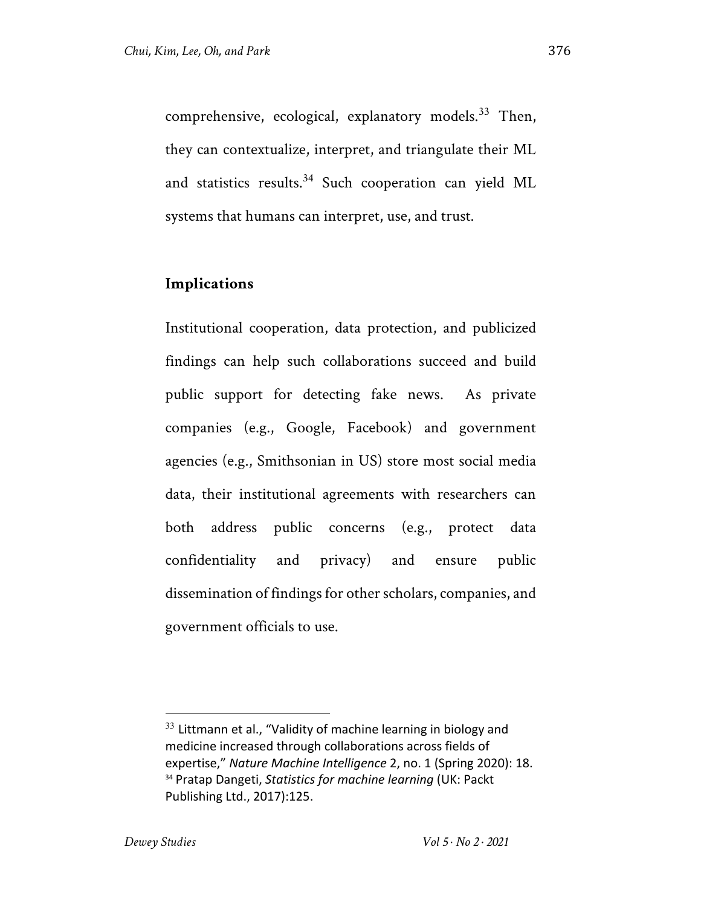comprehensive, ecological, explanatory models.[33] Then, they can contextualize, interpret, and triangulate their ML and statistics results.[34] Such cooperation can yield ML systems that humans can interpret, use, and trust.

## Implications

Institutional cooperation, data protection, and publicized findings can help such collaborations succeed and build public support for detecting fake news. As private companies (e.g., Google, Facebook) and government agencies (e.g., Smithsonian in US) store most social media data, their institutional agreements with researchers can both address public concerns (e.g., protect data confidentiality and privacy) and ensure public dissemination of findings for other scholars, companies, and government officials to use.

---

[33] Littmann et al., "Validity of machine learning in biology and medicine increased through collaborations across fields of expertise," *Nature Machine Intelligence* 2, no. 1 (Spring 2020): 18.

[34] Pratap Dangeti, *Statistics for machine learning* (UK: Packt Publishing Ltd., 2017):125.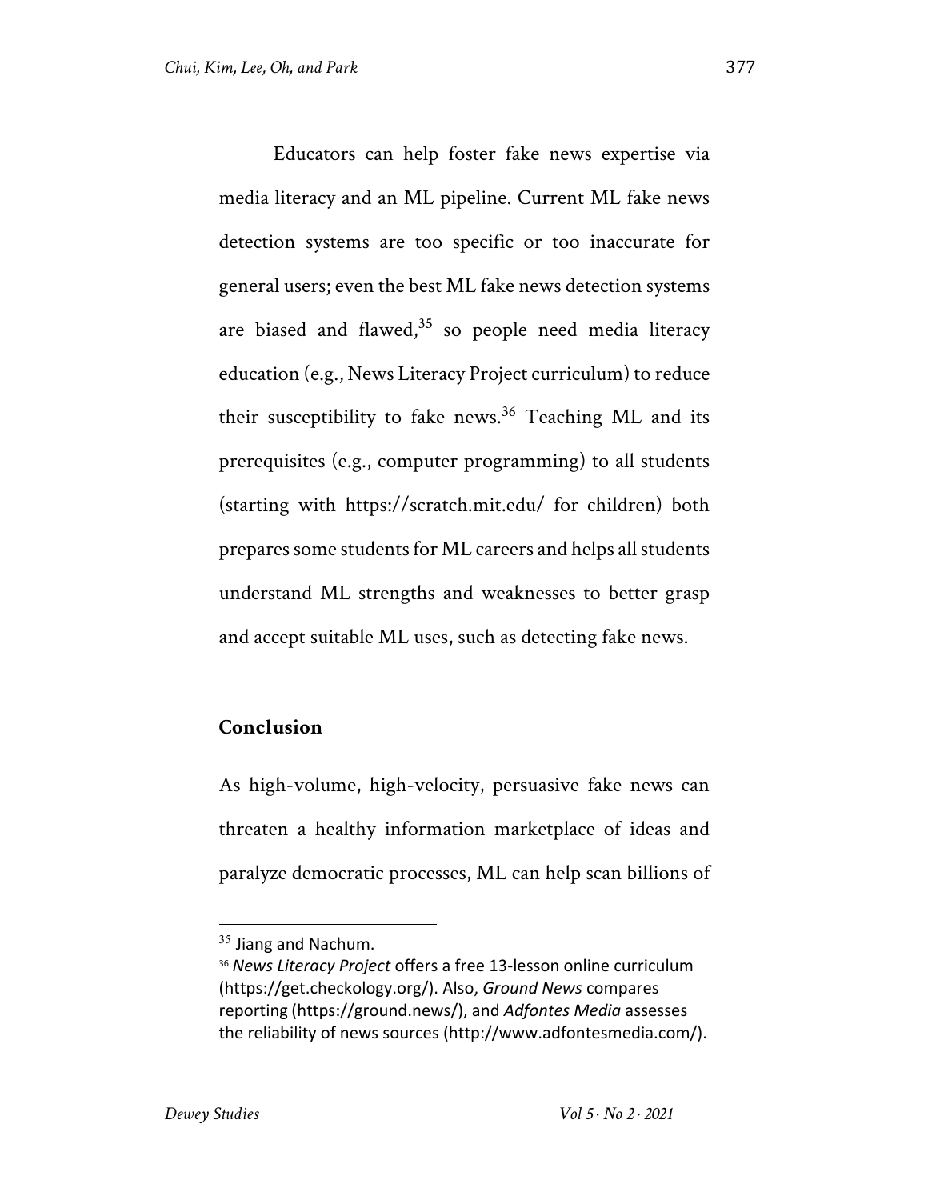Educators can help foster fake news expertise via media literacy and an ML pipeline. Current ML fake news detection systems are too specific or too inaccurate for general users; even the best ML fake news detection systems are biased and flawed,[35] so people need media literacy education (e.g., News Literacy Project curriculum) to reduce their susceptibility to fake news.[36] Teaching ML and its prerequisites (e.g., computer programming) to all students (starting with https://scratch.mit.edu/ for children) both prepares some students for ML careers and helps all students understand ML strengths and weaknesses to better grasp and accept suitable ML uses, such as detecting fake news.

## Conclusion

As high-volume, high-velocity, persuasive fake news can threaten a healthy information marketplace of ideas and paralyze democratic processes, ML can help scan billions of

---

[35] Jiang and Nachum.

[36] *News Literacy Project* offers a free 13-lesson online curriculum (https://get.checkology.org/). Also, *Ground News* compares reporting (https://ground.news/), and *Adfontes Media* assesses the reliability of news sources (http://www.adfontesmedia.com/).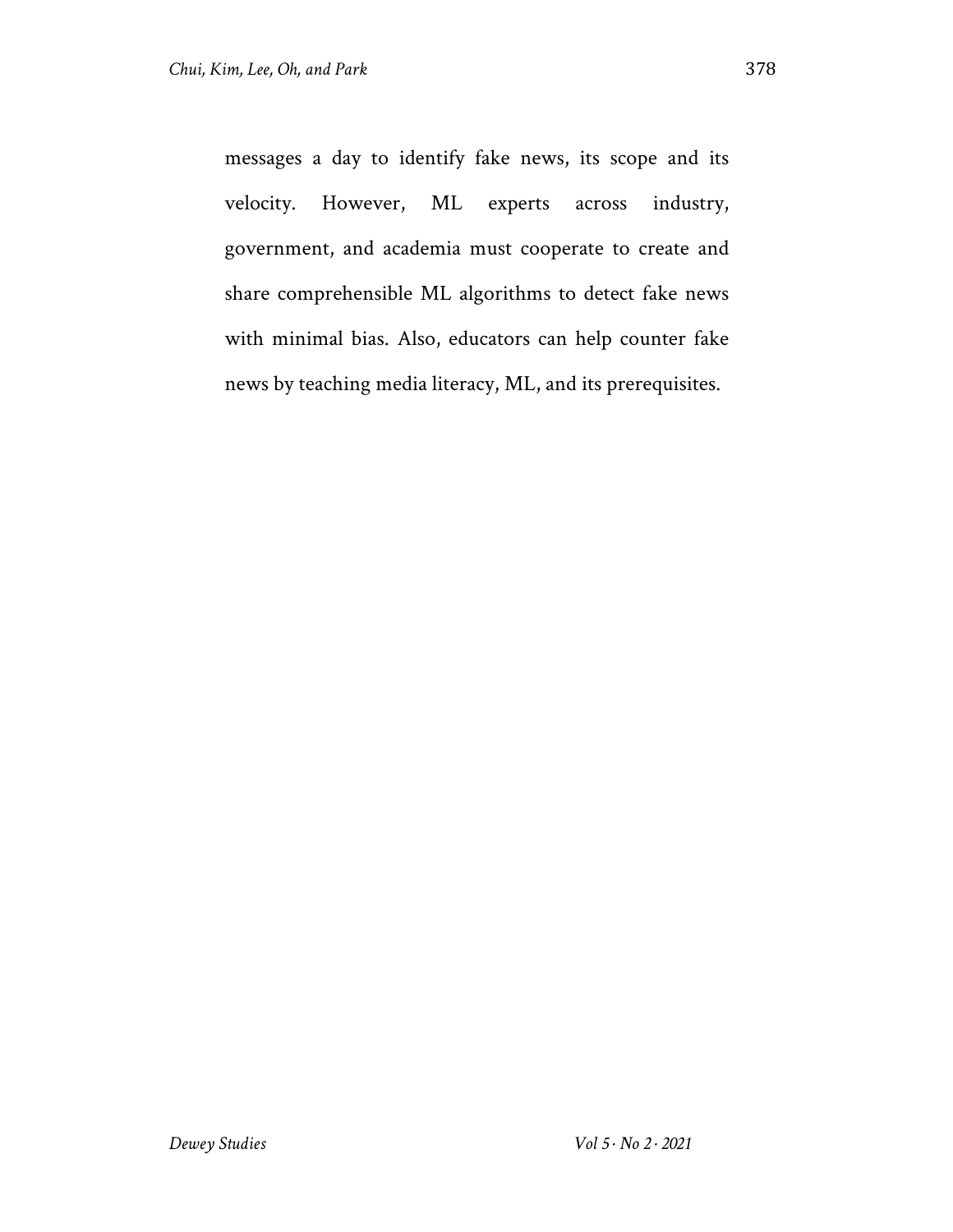messages a day to identify fake news, its scope and its velocity. However, ML experts across industry, government, and academia must cooperate to create and share comprehensible ML algorithms to detect fake news with minimal bias. Also, educators can help counter fake news by teaching media literacy, ML, and its prerequisites.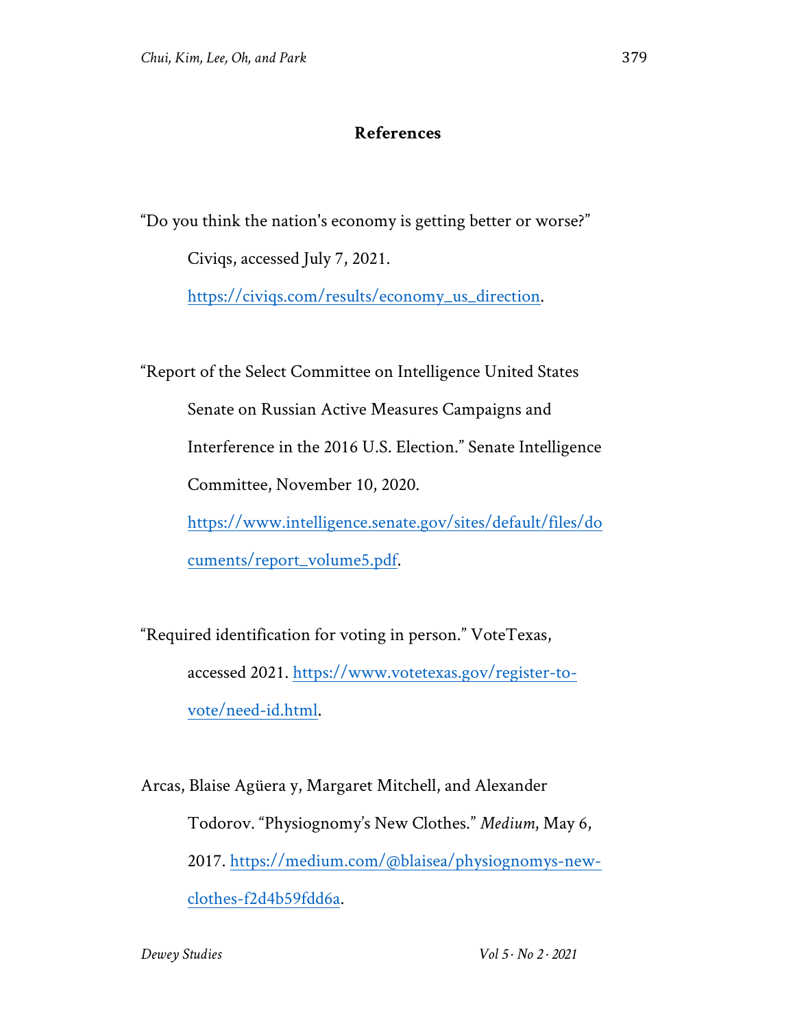## References

"Do you think the nation's economy is getting better or worse?" Civiqs, accessed July 7, 2021. https://civiqs.com/results/economy_us_direction.

"Report of the Select Committee on Intelligence United States Senate on Russian Active Measures Campaigns and Interference in the 2016 U.S. Election." Senate Intelligence Committee, November 10, 2020. https://www.intelligence.senate.gov/sites/default/files/documents/report_volume5.pdf.

"Required identification for voting in person." VoteTexas, accessed 2021. https://www.votetexas.gov/register-to-vote/need-id.html.

Arcas, Blaise Agüera y, Margaret Mitchell, and Alexander Todorov. "Physiognomy's New Clothes." *Medium*, May 6, 2017. https://medium.com/@blaisea/physiognomys-new-clothes-f2d4b59fdd6a.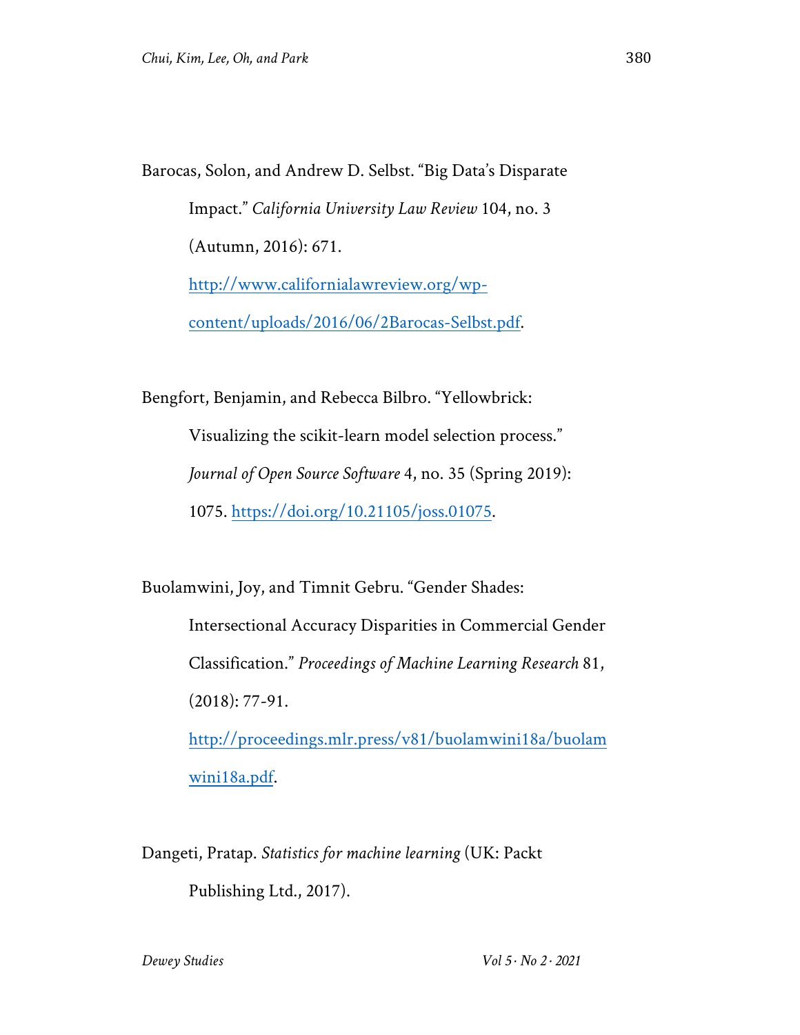Barocas, Solon, and Andrew D. Selbst. "Big Data's Disparate Impact." *California University Law Review* 104, no. 3 (Autumn, 2016): 671. http://www.californialawreview.org/wp-content/uploads/2016/06/2Barocas-Selbst.pdf.

Bengfort, Benjamin, and Rebecca Bilbro. "Yellowbrick: Visualizing the scikit-learn model selection process." *Journal of Open Source Software* 4, no. 35 (Spring 2019): 1075. https://doi.org/10.21105/joss.01075.

Buolamwini, Joy, and Timnit Gebru. "Gender Shades: Intersectional Accuracy Disparities in Commercial Gender Classification." *Proceedings of Machine Learning Research* 81, (2018): 77-91. http://proceedings.mlr.press/v81/buolamwini18a/buolamwini18a.pdf.

Dangeti, Pratap. *Statistics for machine learning* (UK: Packt Publishing Ltd., 2017).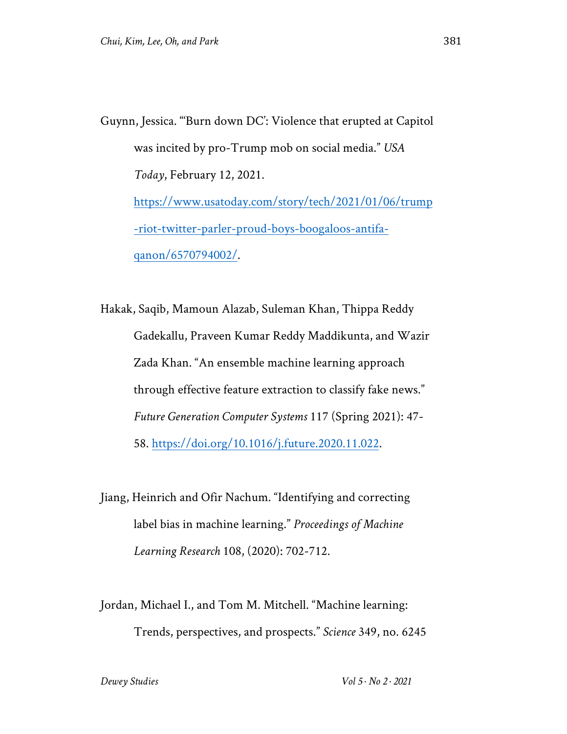Guynn, Jessica. "'Burn down DC': Violence that erupted at Capitol was incited by pro-Trump mob on social media." *USA Today*, February 12, 2021. https://www.usatoday.com/story/tech/2021/01/06/trump-riot-twitter-parler-proud-boys-boogaloos-antifa-qanon/6570794002/.

Hakak, Saqib, Mamoun Alazab, Suleman Khan, Thippa Reddy Gadekallu, Praveen Kumar Reddy Maddikunta, and Wazir Zada Khan. "An ensemble machine learning approach through effective feature extraction to classify fake news." *Future Generation Computer Systems* 117 (Spring 2021): 47-58. https://doi.org/10.1016/j.future.2020.11.022.

Jiang, Heinrich and Ofir Nachum. "Identifying and correcting label bias in machine learning." *Proceedings of Machine Learning Research* 108, (2020): 702-712.

Jordan, Michael I., and Tom M. Mitchell. "Machine learning: Trends, perspectives, and prospects." *Science* 349, no. 6245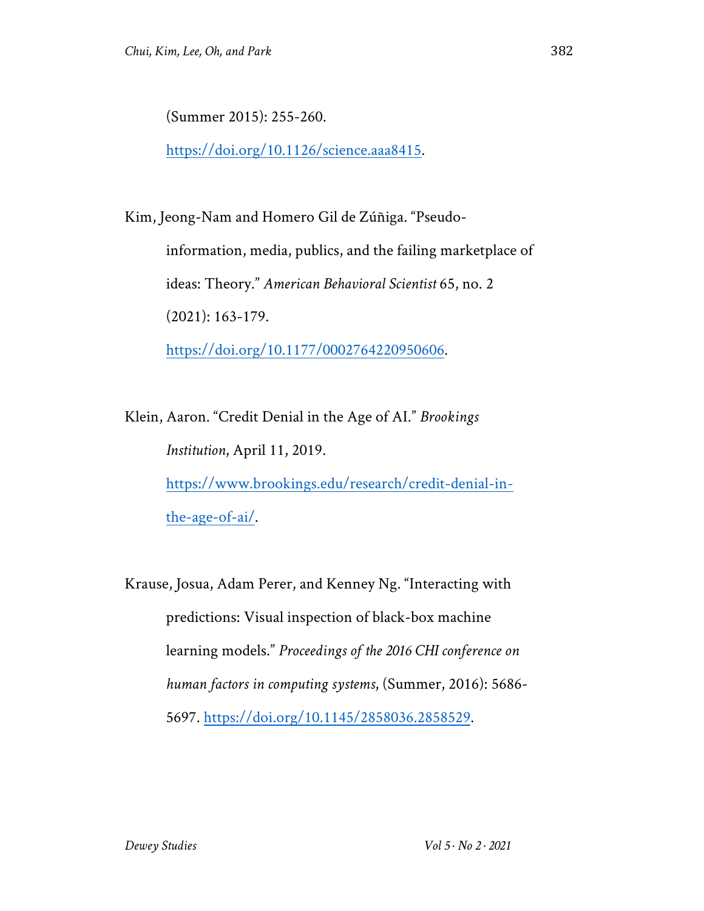(Summer 2015): 255-260. https://doi.org/10.1126/science.aaa8415.

Kim, Jeong-Nam and Homero Gil de Zúñiga. "Pseudo-information, media, publics, and the failing marketplace of ideas: Theory." *American Behavioral Scientist* 65, no. 2 (2021): 163-179. https://doi.org/10.1177/0002764220950606.

Klein, Aaron. "Credit Denial in the Age of AI." *Brookings Institution*, April 11, 2019. https://www.brookings.edu/research/credit-denial-in-the-age-of-ai/.

Krause, Josua, Adam Perer, and Kenney Ng. "Interacting with predictions: Visual inspection of black-box machine learning models." *Proceedings of the 2016 CHI conference on human factors in computing systems*, (Summer, 2016): 5686-5697. https://doi.org/10.1145/2858036.2858529.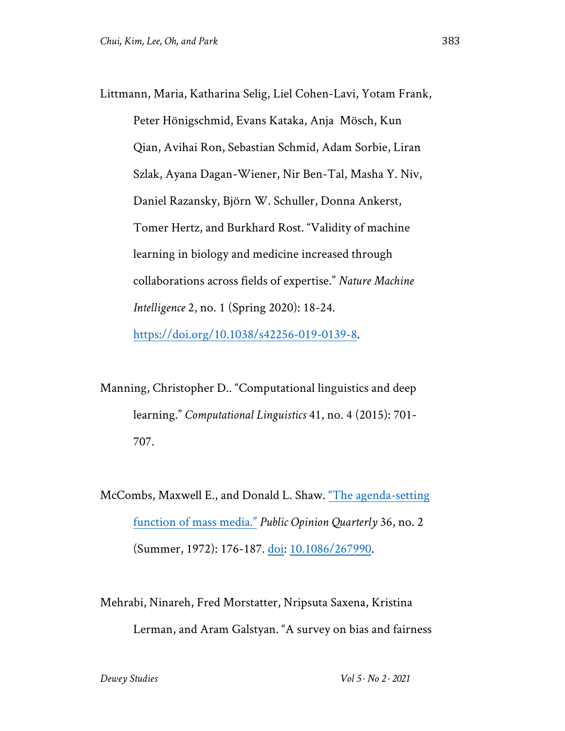Littmann, Maria, Katharina Selig, Liel Cohen-Lavi, Yotam Frank, Peter Hönigschmid, Evans Kataka, Anja Mösch, Kun Qian, Avihai Ron, Sebastian Schmid, Adam Sorbie, Liran Szlak, Ayana Dagan-Wiener, Nir Ben-Tal, Masha Y. Niv, Daniel Razansky, Björn W. Schuller, Donna Ankerst, Tomer Hertz, and Burkhard Rost. "Validity of machine learning in biology and medicine increased through collaborations across fields of expertise." *Nature Machine Intelligence* 2, no. 1 (Spring 2020): 18-24. [https://doi.org/10.1038/s42256-019-0139-8](https://doi.org/10.1038/s42256-019-0139-8).

Manning, Christopher D.. "Computational linguistics and deep learning." *Computational Linguistics* 41, no. 4 (2015): 701-707.

McCombs, Maxwell E., and Donald L. Shaw. "The agenda-setting function of mass media." *Public Opinion Quarterly* 36, no. 2 (Summer, 1972): 176-187. doi: 10.1086/267990.

Mehrabi, Ninareh, Fred Morstatter, Nripsuta Saxena, Kristina Lerman, and Aram Galstyan. "A survey on bias and fairness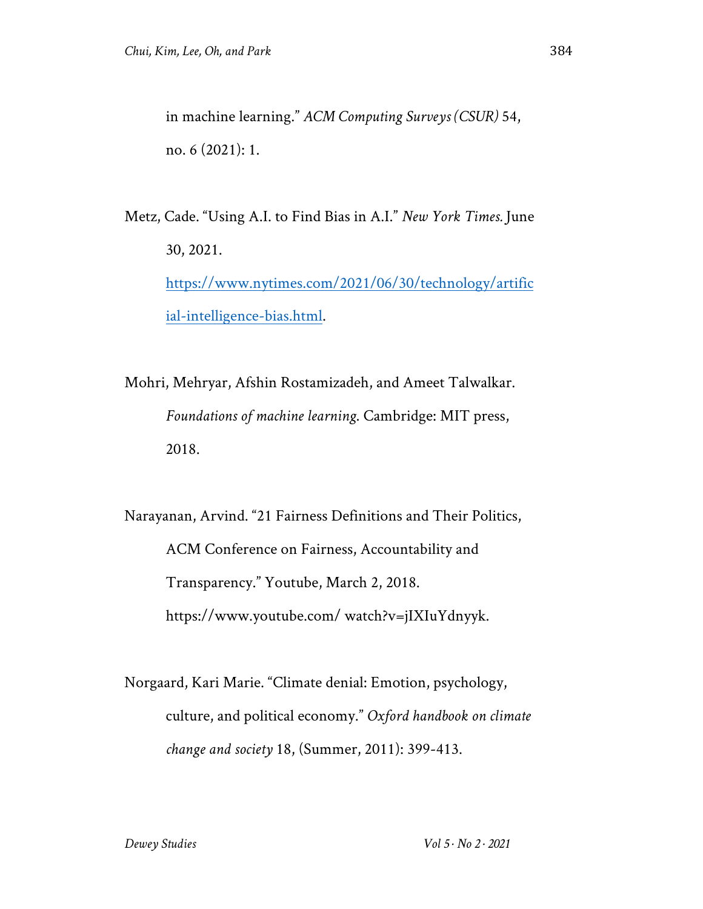in machine learning." *ACM Computing Surveys (CSUR)* 54, no. 6 (2021): 1.

Metz, Cade. "Using A.I. to Find Bias in A.I." *New York Times.* June 30, 2021. https://www.nytimes.com/2021/06/30/technology/artificial-intelligence-bias.html.

Mohri, Mehryar, Afshin Rostamizadeh, and Ameet Talwalkar. *Foundations of machine learning*. Cambridge: MIT press, 2018.

Narayanan, Arvind. "21 Fairness Definitions and Their Politics, ACM Conference on Fairness, Accountability and Transparency." Youtube, March 2, 2018. https://www.youtube.com/ watch?v=jIXIuYdnyyk.

Norgaard, Kari Marie. "Climate denial: Emotion, psychology, culture, and political economy." *Oxford handbook on climate change and society* 18, (Summer, 2011): 399-413.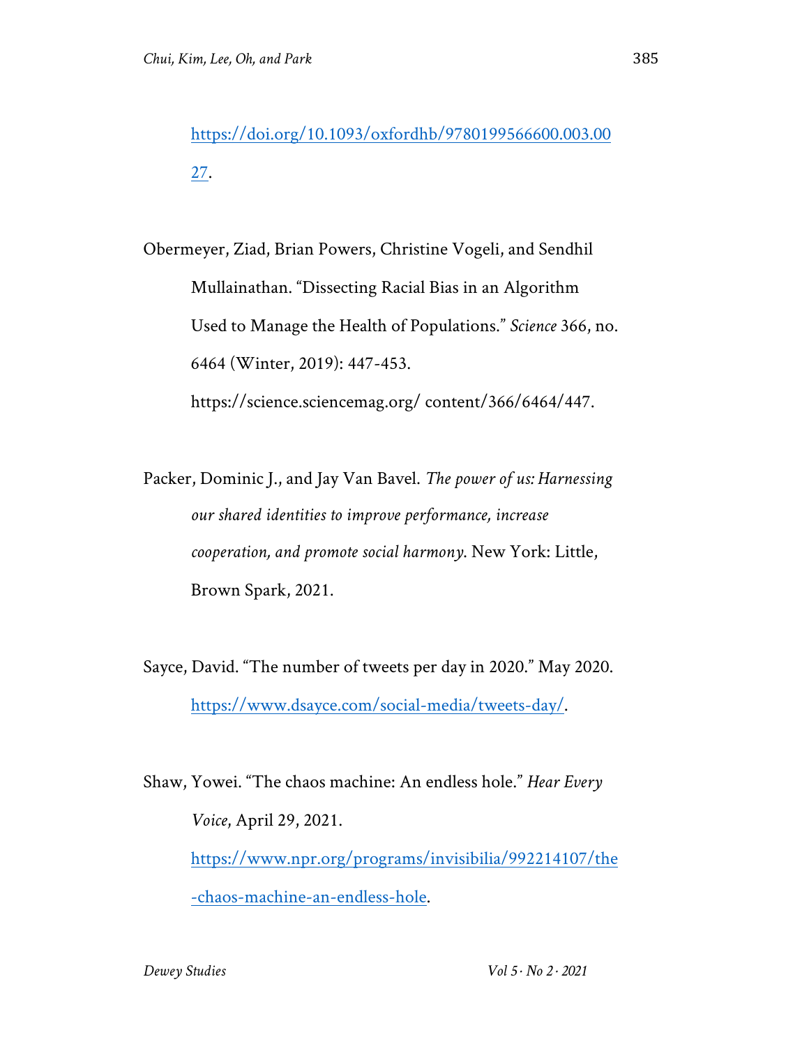https://doi.org/10.1093/oxfordhb/9780199566600.003.0027.

Obermeyer, Ziad, Brian Powers, Christine Vogeli, and Sendhil Mullainathan. "Dissecting Racial Bias in an Algorithm Used to Manage the Health of Populations." *Science* 366, no. 6464 (Winter, 2019): 447-453. https://science.sciencemag.org/ content/366/6464/447.

Packer, Dominic J., and Jay Van Bavel. *The power of us: Harnessing our shared identities to improve performance, increase cooperation, and promote social harmony*. New York: Little, Brown Spark, 2021.

Sayce, David. "The number of tweets per day in 2020." May 2020. https://www.dsayce.com/social-media/tweets-day/.

Shaw, Yowei. "The chaos machine: An endless hole." *Hear Every Voice*, April 29, 2021. https://www.npr.org/programs/invisibilia/992214107/the-chaos-machine-an-endless-hole.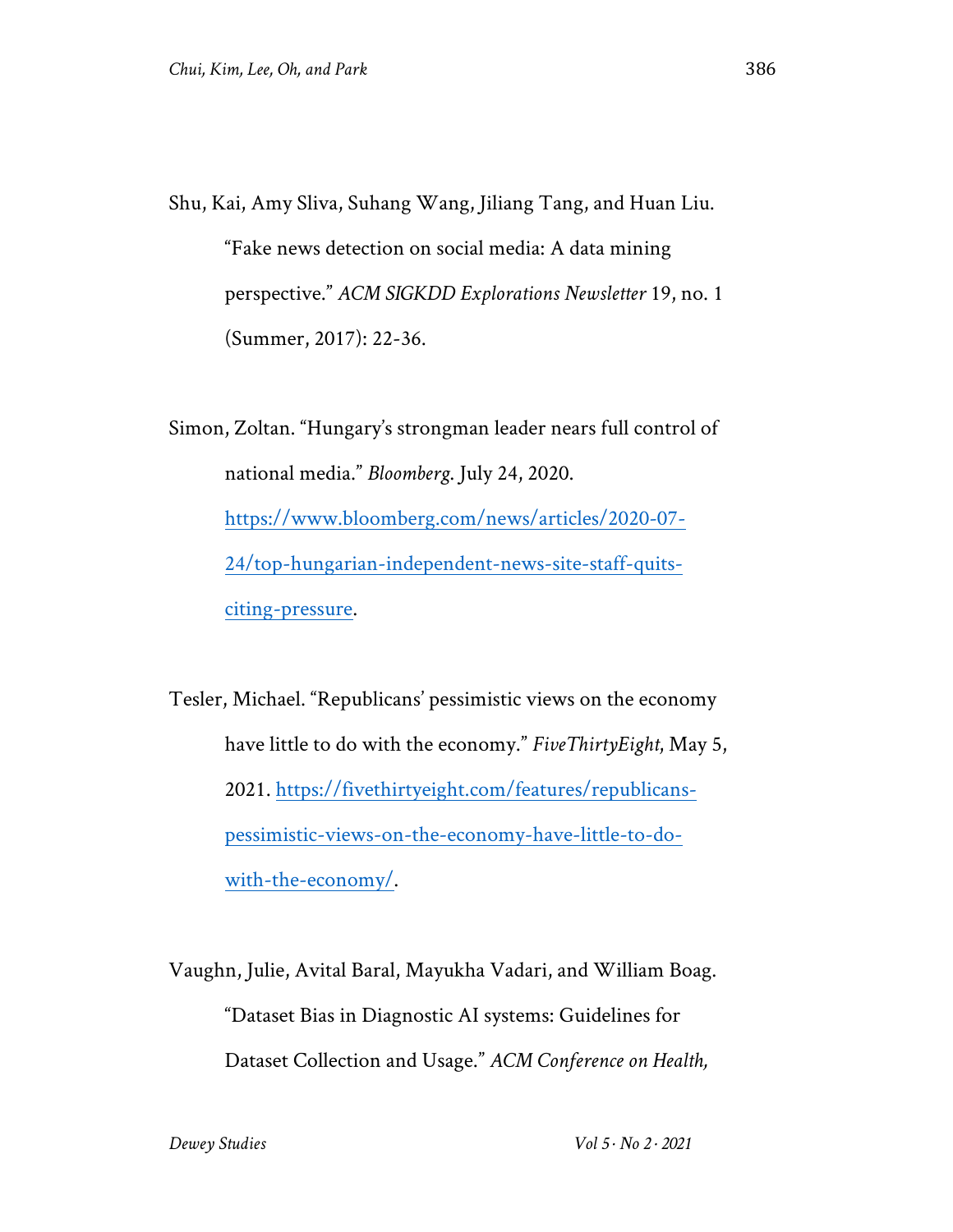Shu, Kai, Amy Sliva, Suhang Wang, Jiliang Tang, and Huan Liu. "Fake news detection on social media: A data mining perspective." *ACM SIGKDD Explorations Newsletter* 19, no. 1 (Summer, 2017): 22-36.

Simon, Zoltan. "Hungary's strongman leader nears full control of national media." *Bloomberg*. July 24, 2020. [https://www.bloomberg.com/news/articles/2020-07-24/top-hungarian-independent-news-site-staff-quits-citing-pressure](https://www.bloomberg.com/news/articles/2020-07-24/top-hungarian-independent-news-site-staff-quits-citing-pressure).

Tesler, Michael. "Republicans' pessimistic views on the economy have little to do with the economy." *FiveThirtyEight*, May 5, 2021. [https://fivethirtyeight.com/features/republicans-pessimistic-views-on-the-economy-have-little-to-do-with-the-economy/](https://fivethirtyeight.com/features/republicans-pessimistic-views-on-the-economy-have-little-to-do-with-the-economy/).

Vaughn, Julie, Avital Baral, Mayukha Vadari, and William Boag. "Dataset Bias in Diagnostic AI systems: Guidelines for Dataset Collection and Usage." *ACM Conference on Health,*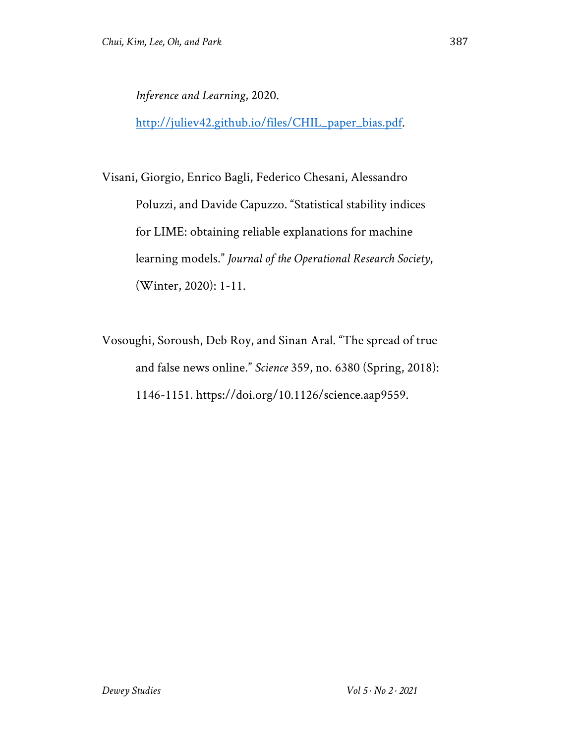*Inference and Learning*, 2020.
[http://juliev42.github.io/files/CHIL_paper_bias.pdf](http://juliev42.github.io/files/CHIL_paper_bias.pdf).

Visani, Giorgio, Enrico Bagli, Federico Chesani, Alessandro Poluzzi, and Davide Capuzzo. "Statistical stability indices for LIME: obtaining reliable explanations for machine learning models." *Journal of the Operational Research Society*, (Winter, 2020): 1-11.

Vosoughi, Soroush, Deb Roy, and Sinan Aral. "The spread of true and false news online." *Science* 359, no. 6380 (Spring, 2018): 1146-1151. https://doi.org/10.1126/science.aap9559.